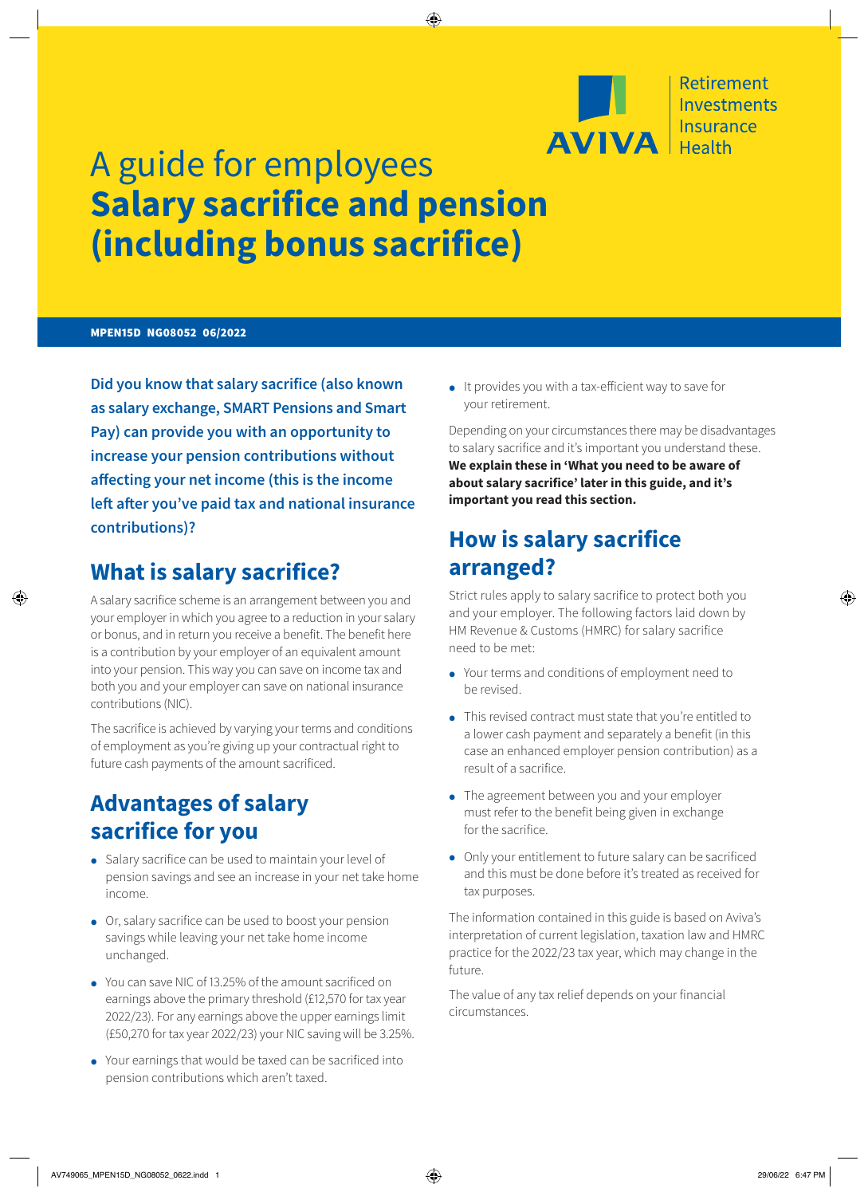Retirement
Investments
Insurance
Health

# A guide for employees **Salary sacrifice and pension (including bonus sacrifice)**

**MPEN15D NG08052 06/2022**

**Did you know that salary sacrifice (also known as salary exchange, SMART Pensions and Smart Pay) can provide you with an opportunity to increase your pension contributions without affecting your net income (this is the income left after you've paid tax and national insurance contributions)?**

## What is salary sacrifice?

A salary sacrifice scheme is an arrangement between you and your employer in which you agree to a reduction in your salary or bonus, and in return you receive a benefit. The benefit here is a contribution by your employer of an equivalent amount into your pension. This way you can save on income tax and both you and your employer can save on national insurance contributions (NIC).

The sacrifice is achieved by varying your terms and conditions of employment as you're giving up your contractual right to future cash payments of the amount sacrificed.

## Advantages of salary sacrifice for you

- Salary sacrifice can be used to maintain your level of pension savings and see an increase in your net take home income.
- Or, salary sacrifice can be used to boost your pension savings while leaving your net take home income unchanged.
- You can save NIC of 13.25% of the amount sacrificed on earnings above the primary threshold (£12,570 for tax year 2022/23). For any earnings above the upper earnings limit (£50,270 for tax year 2022/23) your NIC saving will be 3.25%.
- Your earnings that would be taxed can be sacrificed into pension contributions which aren't taxed.
- It provides you with a tax-efficient way to save for your retirement.

Depending on your circumstances there may be disadvantages to salary sacrifice and it's important you understand these. **We explain these in 'What you need to be aware of about salary sacrifice' later in this guide, and it's important you read this section.**

## How is salary sacrifice arranged?

Strict rules apply to salary sacrifice to protect both you and your employer. The following factors laid down by HM Revenue & Customs (HMRC) for salary sacrifice need to be met:

- Your terms and conditions of employment need to be revised.
- This revised contract must state that you're entitled to a lower cash payment and separately a benefit (in this case an enhanced employer pension contribution) as a result of a sacrifice.
- The agreement between you and your employer must refer to the benefit being given in exchange for the sacrifice.
- Only your entitlement to future salary can be sacrificed and this must be done before it's treated as received for tax purposes.

The information contained in this guide is based on Aviva's interpretation of current legislation, taxation law and HMRC practice for the 2022/23 tax year, which may change in the future.

The value of any tax relief depends on your financial circumstances.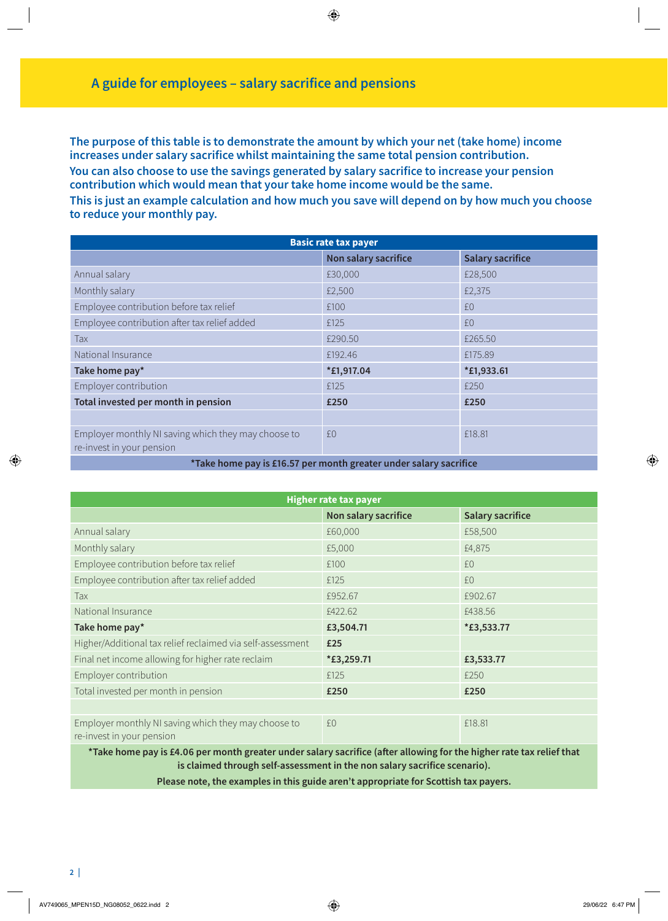# A guide for employees – salary sacrifice and pensions

**The purpose of this table is to demonstrate the amount by which your net (take home) income increases under salary sacrifice whilst maintaining the same total pension contribution.**

**You can also choose to use the savings generated by salary sacrifice to increase your pension contribution which would mean that your take home income would be the same.**

**This is just an example calculation and how much you save will depend on by how much you choose to reduce your monthly pay.**

| Basic rate tax payer | | |
|---|---|---|
| | **Non salary sacrifice** | **Salary sacrifice** |
| Annual salary | £30,000 | £28,500 |
| Monthly salary | £2,500 | £2,375 |
| Employee contribution before tax relief | £100 | £0 |
| Employee contribution after tax relief added | £125 | £0 |
| Tax | £290.50 | £265.50 |
| National Insurance | £192.46 | £175.89 |
| **Take home pay*** | ***£1,917.04** | ***£1,933.61** |
| Employer contribution | £125 | £250 |
| **Total invested per month in pension** | **£250** | **£250** |
| | | |
| Employer monthly NI saving which they may choose to re-invest in your pension | £0 | £18.81 |
| ***Take home pay is £16.57 per month greater under salary sacrifice** | | |

| Higher rate tax payer | | |
|---|---|---|
| | **Non salary sacrifice** | **Salary sacrifice** |
| Annual salary | £60,000 | £58,500 |
| Monthly salary | £5,000 | £4,875 |
| Employee contribution before tax relief | £100 | £0 |
| Employee contribution after tax relief added | £125 | £0 |
| Tax | £952.67 | £902.67 |
| National Insurance | £422.62 | £438.56 |
| **Take home pay*** | **£3,504.71** | ***£3,533.77** |
| Higher/Additional tax relief reclaimed via self-assessment | **£25** | |
| Final net income allowing for higher rate reclaim | ***£3,259.71** | **£3,533.77** |
| Employer contribution | £125 | £250 |
| Total invested per month in pension | **£250** | **£250** |
| | | |
| Employer monthly NI saving which they may choose to re-invest in your pension | £0 | £18.81 |
| ***Take home pay is £4.06 per month greater under salary sacrifice (after allowing for the higher rate tax relief that is claimed through self-assessment in the non salary sacrifice scenario).** | | |
| **Please note, the examples in this guide aren't appropriate for Scottish tax payers.** | | |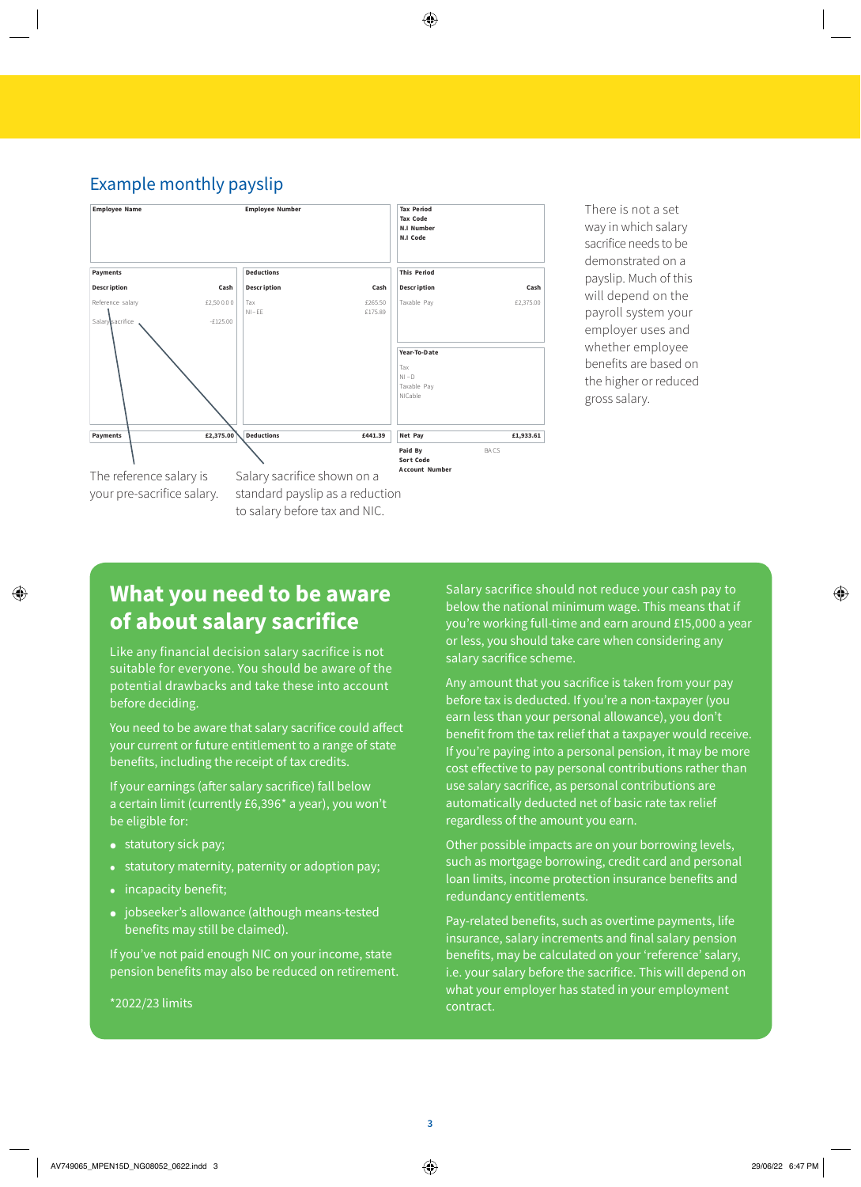## Example monthly payslip

| Employee Name | | Employee Number | | Tax Period / Tax Code / N.I Number / N.I Code | |
|---|---|---|---|---|---|
| **Payments** | | **Deductions** | | **This Period** | |
| **Description** | **Cash** | **Description** | **Cash** | **Description** | **Cash** |
| Reference salary | £2,500.00 | Tax | £265.50 | Taxable Pay | £2,375.00 |
| Salary sacrifice | -£125.00 | NI – EE | £175.89 | | |
| | | | | **Year-To-Date** | |
| | | | | Tax | |
| | | | | NI – D | |
| | | | | Taxable Pay | |
| | | | | NICable | |
| **Payments** | **£2,375.00** | **Deductions** | **£441.39** | **Net Pay** | **£1,933.61** |
| | | | | **Paid By** | BACS |
| | | | | **Sort Code** | |
| | | | | **Account Number** | |

The reference salary is your pre-sacrifice salary.

Salary sacrifice shown on a standard payslip as a reduction to salary before tax and NIC.

There is not a set way in which salary sacrifice needs to be demonstrated on a payslip. Much of this will depend on the payroll system your employer uses and whether employee benefits are based on the higher or reduced gross salary.

## What you need to be aware of about salary sacrifice

Like any financial decision salary sacrifice is not suitable for everyone. You should be aware of the potential drawbacks and take these into account before deciding.

You need to be aware that salary sacrifice could affect your current or future entitlement to a range of state benefits, including the receipt of tax credits.

If your earnings (after salary sacrifice) fall below a certain limit (currently £6,396* a year), you won't be eligible for:

- statutory sick pay;
- statutory maternity, paternity or adoption pay;
- incapacity benefit;
- jobseeker's allowance (although means-tested benefits may still be claimed).

If you've not paid enough NIC on your income, state pension benefits may also be reduced on retirement.

*2022/23 limits

Salary sacrifice should not reduce your cash pay to below the national minimum wage. This means that if you're working full-time and earn around £15,000 a year or less, you should take care when considering any salary sacrifice scheme.

Any amount that you sacrifice is taken from your pay before tax is deducted. If you're a non-taxpayer (you earn less than your personal allowance), you don't benefit from the tax relief that a taxpayer would receive. If you're paying into a personal pension, it may be more cost effective to pay personal contributions rather than use salary sacrifice, as personal contributions are automatically deducted net of basic rate tax relief regardless of the amount you earn.

Other possible impacts are on your borrowing levels, such as mortgage borrowing, credit card and personal loan limits, income protection insurance benefits and redundancy entitlements.

Pay-related benefits, such as overtime payments, life insurance, salary increments and final salary pension benefits, may be calculated on your 'reference' salary, i.e. your salary before the sacrifice. This will depend on what your employer has stated in your employment contract.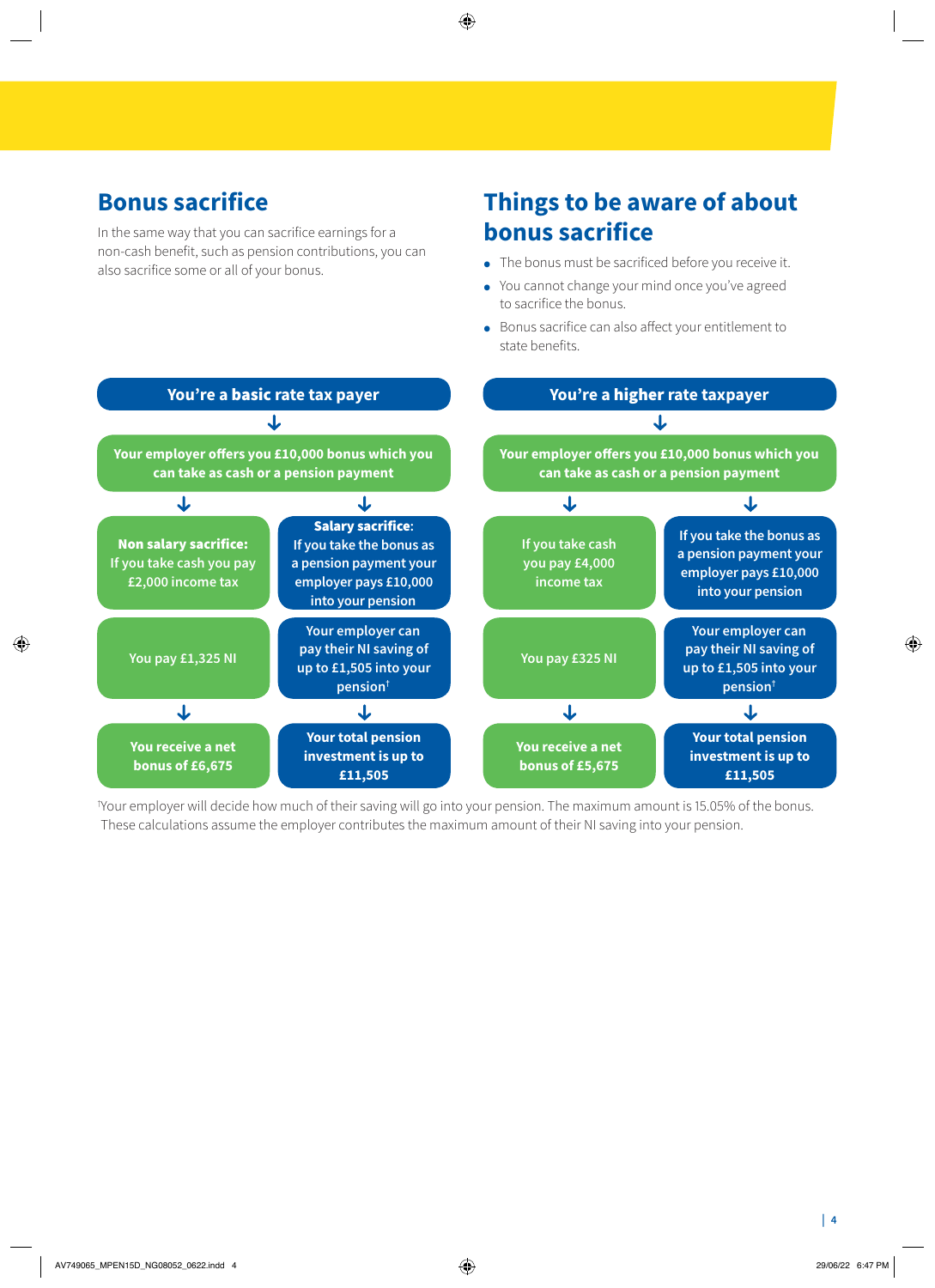## Bonus sacrifice

In the same way that you can sacrifice earnings for a non-cash benefit, such as pension contributions, you can also sacrifice some or all of your bonus.

## Things to be aware of about bonus sacrifice

- The bonus must be sacrificed before you receive it.
- You cannot change your mind once you've agreed to sacrifice the bonus.
- Bonus sacrifice can also affect your entitlement to state benefits.

### You're a basic rate tax payer

**Your employer offers you £10,000 bonus which you can take as cash or a pension payment**

| Non salary sacrifice | Salary sacrifice |
| --- | --- |
| **Non salary sacrifice:** If you take cash you pay £2,000 income tax | **Salary sacrifice:** If you take the bonus as a pension payment your employer pays £10,000 into your pension |
| You pay £1,325 NI | Your employer can pay their NI saving of up to £1,505 into your pension† |
| You receive a net bonus of £6,675 | Your total pension investment is up to £11,505 |

### You're a higher rate taxpayer

**Your employer offers you £10,000 bonus which you can take as cash or a pension payment**

| Cash | Pension payment |
| --- | --- |
| If you take cash you pay £4,000 income tax | If you take the bonus as a pension payment your employer pays £10,000 into your pension |
| You pay £325 NI | Your employer can pay their NI saving of up to £1,505 into your pension† |
| You receive a net bonus of £5,675 | Your total pension investment is up to £11,505 |

†Your employer will decide how much of their saving will go into your pension. The maximum amount is 15.05% of the bonus. These calculations assume the employer contributes the maximum amount of their NI saving into your pension.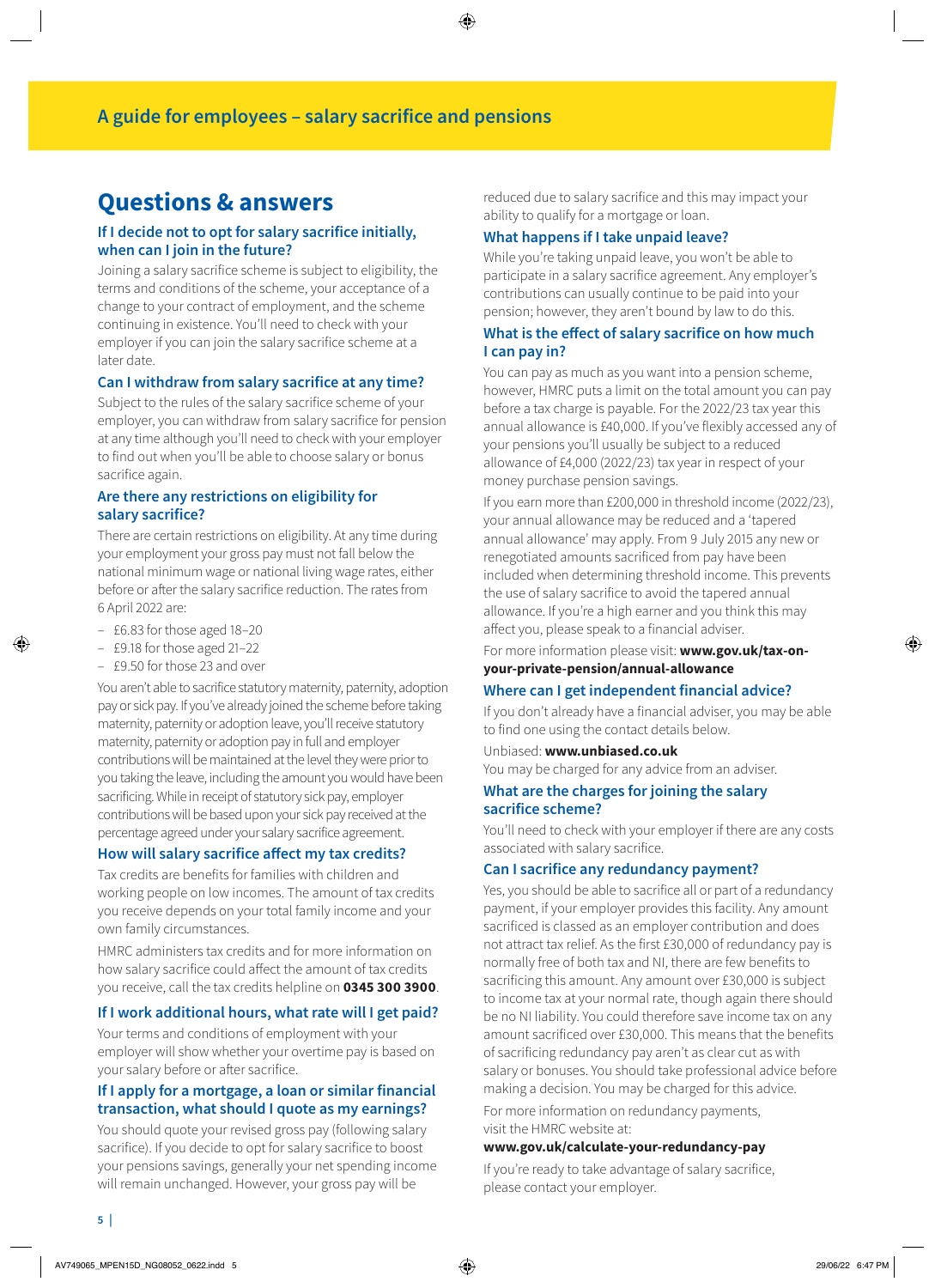# Questions & answers

### If I decide not to opt for salary sacrifice initially, when can I join in the future?

Joining a salary sacrifice scheme is subject to eligibility, the terms and conditions of the scheme, your acceptance of a change to your contract of employment, and the scheme continuing in existence. You'll need to check with your employer if you can join the salary sacrifice scheme at a later date.

### Can I withdraw from salary sacrifice at any time?

Subject to the rules of the salary sacrifice scheme of your employer, you can withdraw from salary sacrifice for pension at any time although you'll need to check with your employer to find out when you'll be able to choose salary or bonus sacrifice again.

### Are there any restrictions on eligibility for salary sacrifice?

There are certain restrictions on eligibility. At any time during your employment your gross pay must not fall below the national minimum wage or national living wage rates, either before or after the salary sacrifice reduction. The rates from 6 April 2022 are:

- £6.83 for those aged 18–20
- £9.18 for those aged 21–22
- £9.50 for those 23 and over

You aren't able to sacrifice statutory maternity, paternity, adoption pay or sick pay. If you've already joined the scheme before taking maternity, paternity or adoption leave, you'll receive statutory maternity, paternity or adoption pay in full and employer contributions will be maintained at the level they were prior to you taking the leave, including the amount you would have been sacrificing. While in receipt of statutory sick pay, employer contributions will be based upon your sick pay received at the percentage agreed under your salary sacrifice agreement.

### How will salary sacrifice affect my tax credits?

Tax credits are benefits for families with children and working people on low incomes. The amount of tax credits you receive depends on your total family income and your own family circumstances.

HMRC administers tax credits and for more information on how salary sacrifice could affect the amount of tax credits you receive, call the tax credits helpline on **0345 300 3900**.

### If I work additional hours, what rate will I get paid?

Your terms and conditions of employment with your employer will show whether your overtime pay is based on your salary before or after sacrifice.

### If I apply for a mortgage, a loan or similar financial transaction, what should I quote as my earnings?

You should quote your revised gross pay (following salary sacrifice). If you decide to opt for salary sacrifice to boost your pensions savings, generally your net spending income will remain unchanged. However, your gross pay will be reduced due to salary sacrifice and this may impact your ability to qualify for a mortgage or loan.

### What happens if I take unpaid leave?

While you're taking unpaid leave, you won't be able to participate in a salary sacrifice agreement. Any employer's contributions can usually continue to be paid into your pension; however, they aren't bound by law to do this.

### What is the effect of salary sacrifice on how much I can pay in?

You can pay as much as you want into a pension scheme, however, HMRC puts a limit on the total amount you can pay before a tax charge is payable. For the 2022/23 tax year this annual allowance is £40,000. If you've flexibly accessed any of your pensions you'll usually be subject to a reduced allowance of £4,000 (2022/23) tax year in respect of your money purchase pension savings.

If you earn more than £200,000 in threshold income (2022/23), your annual allowance may be reduced and a 'tapered annual allowance' may apply. From 9 July 2015 any new or renegotiated amounts sacrificed from pay have been included when determining threshold income. This prevents the use of salary sacrifice to avoid the tapered annual allowance. If you're a high earner and you think this may affect you, please speak to a financial adviser.

For more information please visit: **www.gov.uk/tax-on-your-private-pension/annual-allowance**

### Where can I get independent financial advice?

If you don't already have a financial adviser, you may be able to find one using the contact details below.

Unbiased: **www.unbiased.co.uk**
You may be charged for any advice from an adviser.

### What are the charges for joining the salary sacrifice scheme?

You'll need to check with your employer if there are any costs associated with salary sacrifice.

### Can I sacrifice any redundancy payment?

Yes, you should be able to sacrifice all or part of a redundancy payment, if your employer provides this facility. Any amount sacrificed is classed as an employer contribution and does not attract tax relief. As the first £30,000 of redundancy pay is normally free of both tax and NI, there are few benefits to sacrificing this amount. Any amount over £30,000 is subject to income tax at your normal rate, though again there should be no NI liability. You could therefore save income tax on any amount sacrificed over £30,000. This means that the benefits of sacrificing redundancy pay aren't as clear cut as with salary or bonuses. You should take professional advice before making a decision. You may be charged for this advice.

For more information on redundancy payments, visit the HMRC website at:
**www.gov.uk/calculate-your-redundancy-pay**

If you're ready to take advantage of salary sacrifice, please contact your employer.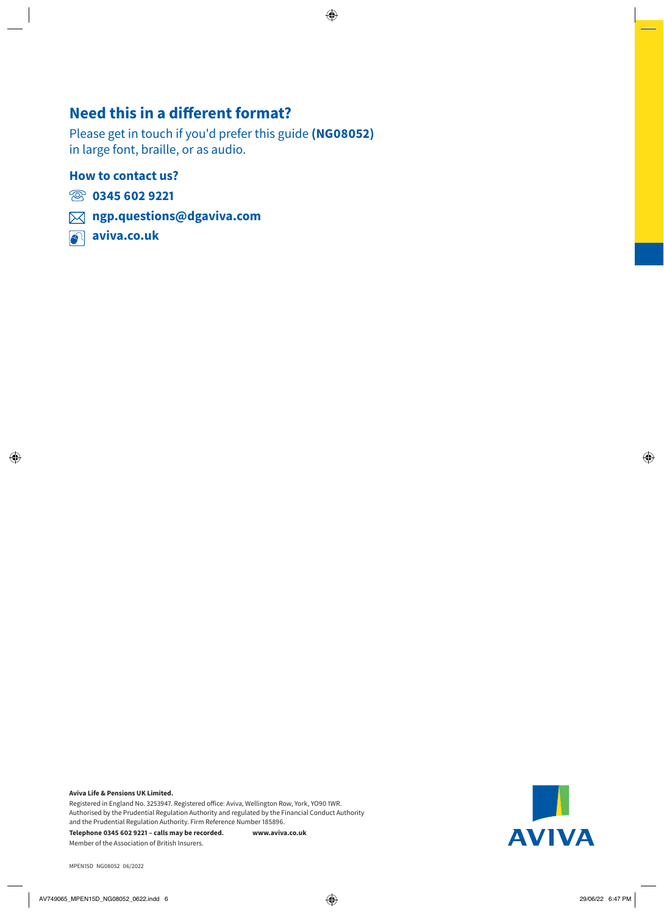## Need this in a different format?

Please get in touch if you'd prefer this guide **(NG08052)** in large font, braille, or as audio.

### How to contact us?

**0345 602 9221**

**ngp.questions@dgaviva.com**

**aviva.co.uk**

**Aviva Life & Pensions UK Limited.**

Registered in England No. 3253947. Registered office: Aviva, Wellington Row, York, YO90 1WR. Authorised by the Prudential Regulation Authority and regulated by the Financial Conduct Authority and the Prudential Regulation Authority. Firm Reference Number 185896.

**Telephone 0345 602 9221 – calls may be recorded.** **www.aviva.co.uk**

Member of the Association of British Insurers.

MPEN15D NG08052 06/2022